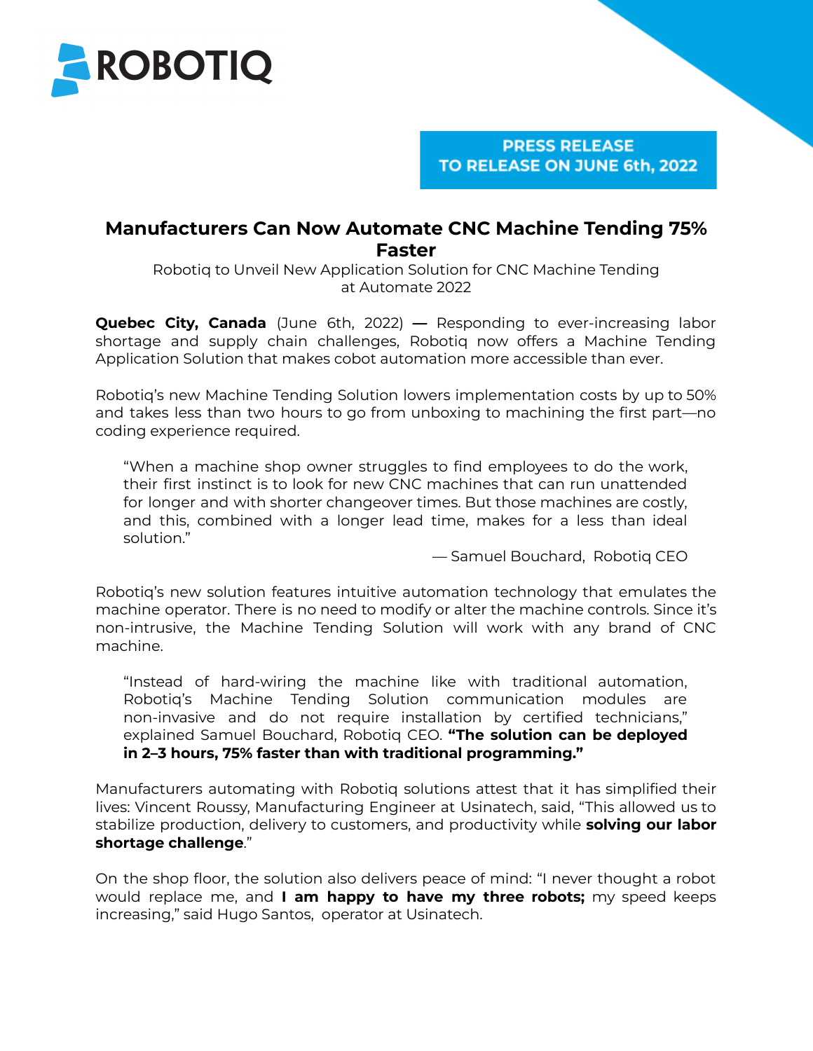ROBOTIQ

**PRESS RELEASE**
**TO RELEASE ON JUNE 6th, 2022**

# Manufacturers Can Now Automate CNC Machine Tending 75% Faster

Robotiq to Unveil New Application Solution for CNC Machine Tending at Automate 2022

**Quebec City, Canada** (June 6th, 2022) **—** Responding to ever-increasing labor shortage and supply chain challenges, Robotiq now offers a Machine Tending Application Solution that makes cobot automation more accessible than ever.

Robotiq's new Machine Tending Solution lowers implementation costs by up to 50% and takes less than two hours to go from unboxing to machining the first part—no coding experience required.

> "When a machine shop owner struggles to find employees to do the work, their first instinct is to look for new CNC machines that can run unattended for longer and with shorter changeover times. But those machines are costly, and this, combined with a longer lead time, makes for a less than ideal solution."
>
> — Samuel Bouchard, Robotiq CEO

Robotiq's new solution features intuitive automation technology that emulates the machine operator. There is no need to modify or alter the machine controls. Since it's non-intrusive, the Machine Tending Solution will work with any brand of CNC machine.

> "Instead of hard-wiring the machine like with traditional automation, Robotiq's Machine Tending Solution communication modules are non-invasive and do not require installation by certified technicians," explained Samuel Bouchard, Robotiq CEO. **"The solution can be deployed in 2–3 hours, 75% faster than with traditional programming."**

Manufacturers automating with Robotiq solutions attest that it has simplified their lives: Vincent Roussy, Manufacturing Engineer at Usinatech, said, "This allowed us to stabilize production, delivery to customers, and productivity while **solving our labor shortage challenge**."

On the shop floor, the solution also delivers peace of mind: "I never thought a robot would replace me, and **I am happy to have my three robots;** my speed keeps increasing," said Hugo Santos, operator at Usinatech.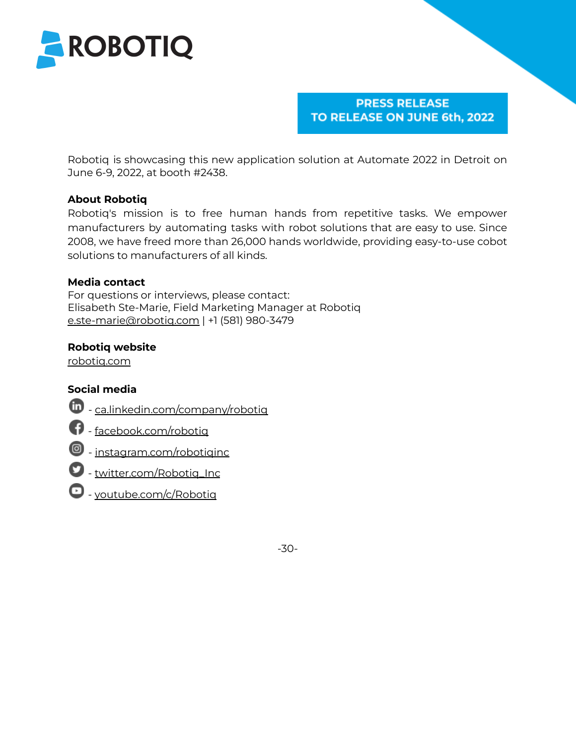**PRESS RELEASE**
**TO RELEASE ON JUNE 6th, 2022**

Robotiq is showcasing this new application solution at Automate 2022 in Detroit on June 6-9, 2022, at booth #2438.

**About Robotiq**
Robotiq's mission is to free human hands from repetitive tasks. We empower manufacturers by automating tasks with robot solutions that are easy to use. Since 2008, we have freed more than 26,000 hands worldwide, providing easy-to-use cobot solutions to manufacturers of all kinds.

**Media contact**
For questions or interviews, please contact:
Elisabeth Ste-Marie, Field Marketing Manager at Robotiq
e.ste-marie@robotiq.com | +1 (581) 980-3479

**Robotiq website**
robotiq.com

**Social media**

- ca.linkedin.com/company/robotiq
- facebook.com/robotiq
- instagram.com/robotiqinc
- twitter.com/Robotiq_Inc
- youtube.com/c/Robotiq

-30-